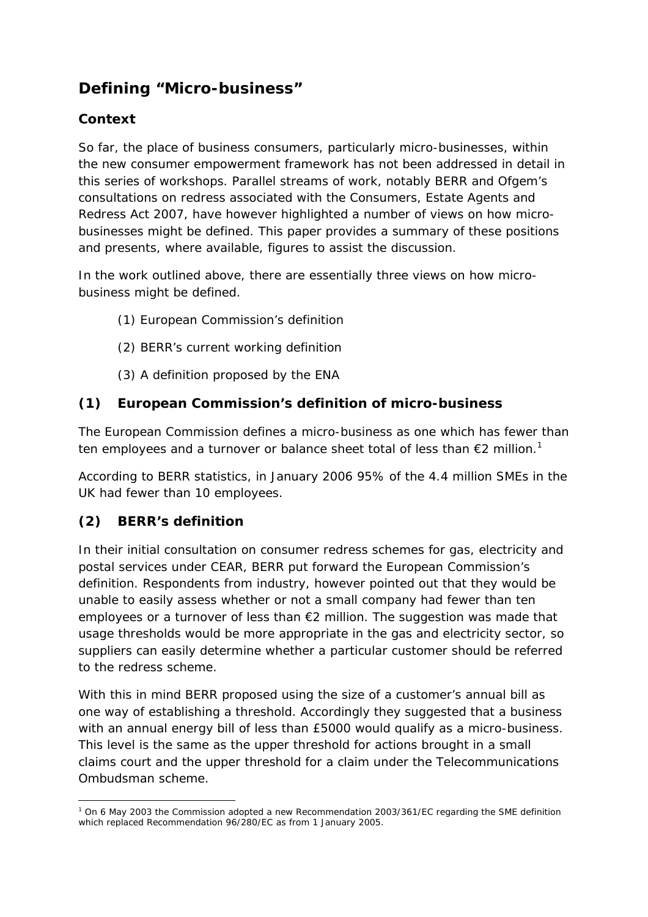# Defining "Micro-business"

## Context

So far, the place of business consumers, particularly micro-businesses, within the new consumer empowerment framework has not been addressed in detail in this series of workshops. Parallel streams of work, notably BERR and Ofgem's consultations on redress associated with the Consumers, Estate Agents and Redress Act 2007, have however highlighted a number of views on how micro-businesses might be defined. This paper provides a summary of these positions and presents, where available, figures to assist the discussion.

In the work outlined above, there are essentially three views on how micro-business might be defined.

(1) European Commission's definition

(2) BERR's current working definition

(3) A definition proposed by the ENA

## (1) European Commission's definition of micro-business

The European Commission defines a micro-business as one which has fewer than ten employees and a turnover or balance sheet total of less than €2 million.[1]

According to BERR statistics, in January 2006 95% of the 4.4 million SMEs in the UK had fewer than 10 employees.

## (2) BERR's definition

In their initial consultation on consumer redress schemes for gas, electricity and postal services under CEAR, BERR put forward the European Commission's definition. Respondents from industry, however pointed out that they would be unable to easily assess whether or not a small company had fewer than ten employees or a turnover of less than €2 million. The suggestion was made that usage thresholds would be more appropriate in the gas and electricity sector, so suppliers can easily determine whether a particular customer should be referred to the redress scheme.

With this in mind BERR proposed using the size of a customer's annual bill as one way of establishing a threshold. Accordingly they suggested that a business with an annual energy bill of less than £5000 would qualify as a micro-business. This level is the same as the upper threshold for actions brought in a small claims court and the upper threshold for a claim under the Telecommunications Ombudsman scheme.

---

[1] On 6 May 2003 the Commission adopted a new Recommendation 2003/361/EC regarding the SME definition which replaced Recommendation 96/280/EC as from 1 January 2005.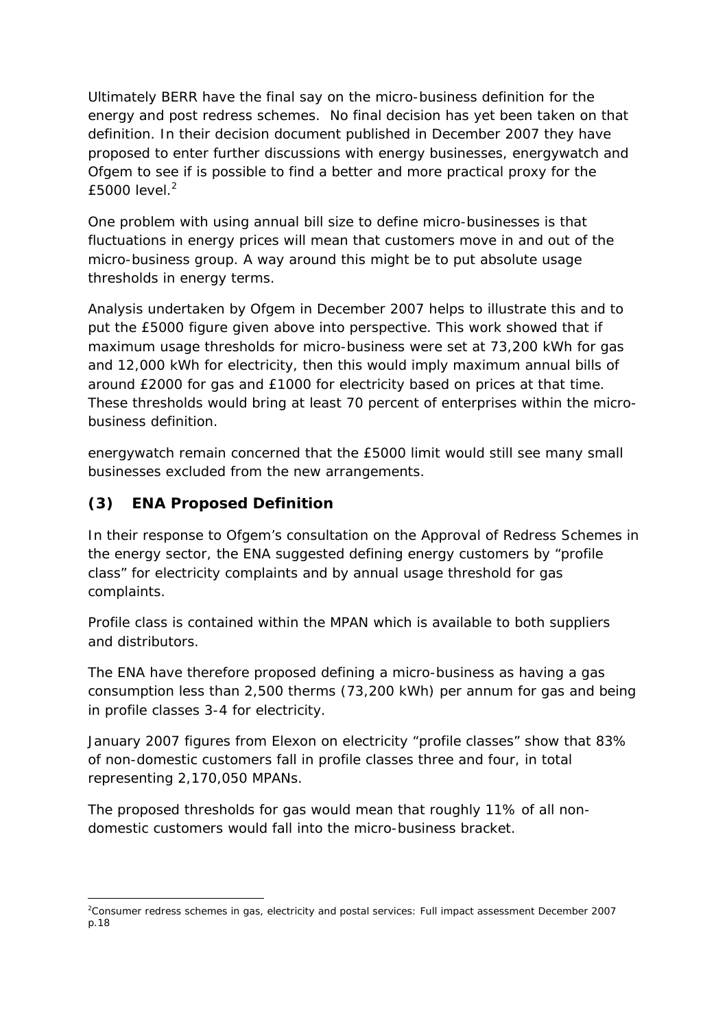Ultimately BERR have the final say on the micro-business definition for the energy and post redress schemes. No final decision has yet been taken on that definition. In their decision document published in December 2007 they have proposed to enter further discussions with energy businesses, energywatch and Ofgem to see if is possible to find a better and more practical proxy for the £5000 level.[2]

One problem with using annual bill size to define micro-businesses is that fluctuations in energy prices will mean that customers move in and out of the micro-business group. A way around this might be to put absolute usage thresholds in energy terms.

Analysis undertaken by Ofgem in December 2007 helps to illustrate this and to put the £5000 figure given above into perspective. This work showed that if maximum usage thresholds for micro-business were set at 73,200 kWh for gas and 12,000 kWh for electricity, then this would imply maximum annual bills of around £2000 for gas and £1000 for electricity based on prices at that time. These thresholds would bring at least 70 percent of enterprises within the micro-business definition.

energywatch remain concerned that the £5000 limit would still see many small businesses excluded from the new arrangements.

## (3) ENA Proposed Definition

In their response to Ofgem's consultation on the Approval of Redress Schemes in the energy sector, the ENA suggested defining energy customers by "profile class" for electricity complaints and by annual usage threshold for gas complaints.

Profile class is contained within the MPAN which is available to both suppliers and distributors.

The ENA have therefore proposed defining a micro-business as having a gas consumption less than 2,500 therms (73,200 kWh) per annum for gas and being in profile classes 3-4 for electricity.

January 2007 figures from Elexon on electricity "profile classes" show that 83% of non-domestic customers fall in profile classes three and four, in total representing 2,170,050 MPANs.

The proposed thresholds for gas would mean that roughly 11% of all non-domestic customers would fall into the micro-business bracket.

---

[2] Consumer redress schemes in gas, electricity and postal services: Full impact assessment December 2007 p.18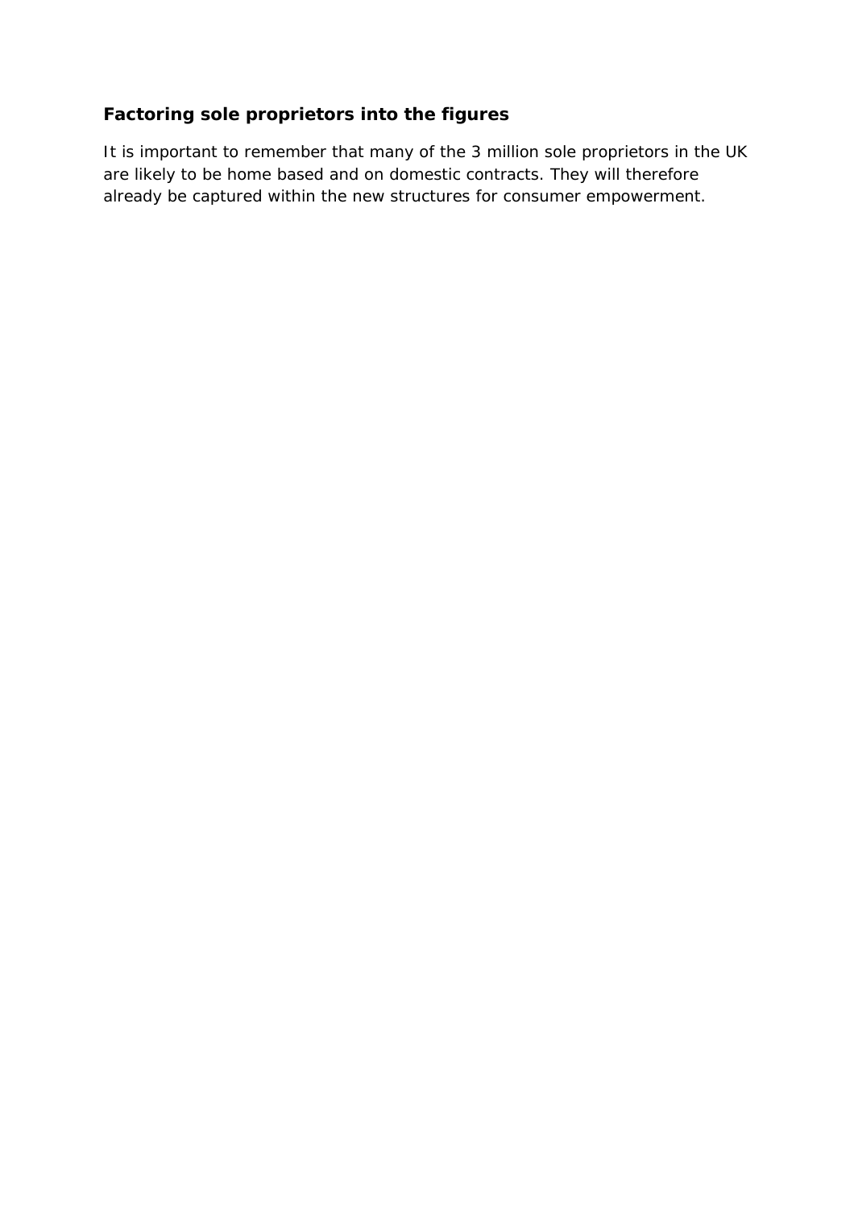### Factoring sole proprietors into the figures

It is important to remember that many of the 3 million sole proprietors in the UK are likely to be home based and on domestic contracts. They will therefore already be captured within the new structures for consumer empowerment.